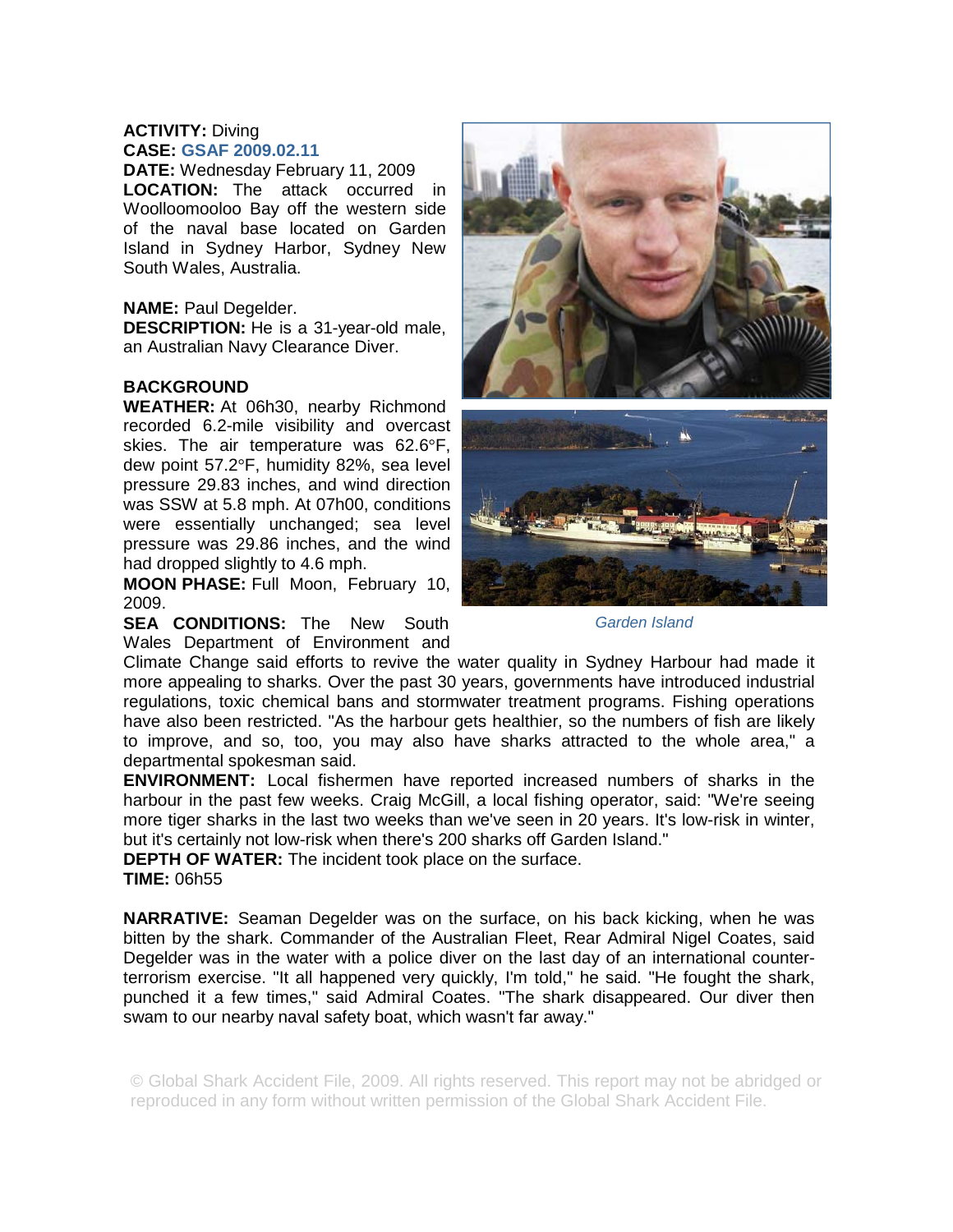**ACTIVITY:** Diving
**CASE:** GSAF 2009.02.11
**DATE:** Wednesday February 11, 2009
**LOCATION:** The attack occurred in Woolloomooloo Bay off the western side of the naval base located on Garden Island in Sydney Harbor, Sydney New South Wales, Australia.

**NAME:** Paul Degelder.
**DESCRIPTION:** He is a 31-year-old male, an Australian Navy Clearance Diver.

**BACKGROUND**
**WEATHER:** At 06h30, nearby Richmond recorded 6.2-mile visibility and overcast skies. The air temperature was 62.6°F, dew point 57.2°F, humidity 82%, sea level pressure 29.83 inches, and wind direction was SSW at 5.8 mph. At 07h00, conditions were essentially unchanged; sea level pressure was 29.86 inches, and the wind had dropped slightly to 4.6 mph.
**MOON PHASE:** Full Moon, February 10, 2009.
**SEA CONDITIONS:** The New South Wales Department of Environment and Climate Change said efforts to revive the water quality in Sydney Harbour had made it more appealing to sharks. Over the past 30 years, governments have introduced industrial regulations, toxic chemical bans and stormwater treatment programs. Fishing operations have also been restricted. "As the harbour gets healthier, so the numbers of fish are likely to improve, and so, too, you may also have sharks attracted to the whole area," a departmental spokesman said.
**ENVIRONMENT:** Local fishermen have reported increased numbers of sharks in the harbour in the past few weeks. Craig McGill, a local fishing operator, said: "We're seeing more tiger sharks in the last two weeks than we've seen in 20 years. It's low-risk in winter, but it's certainly not low-risk when there's 200 sharks off Garden Island."
**DEPTH OF WATER:** The incident took place on the surface.
**TIME:** 06h55

*Garden Island*

**NARRATIVE:** Seaman Degelder was on the surface, on his back kicking, when he was bitten by the shark. Commander of the Australian Fleet, Rear Admiral Nigel Coates, said Degelder was in the water with a police diver on the last day of an international counter-terrorism exercise. "It all happened very quickly, I'm told," he said. "He fought the shark, punched it a few times," said Admiral Coates. "The shark disappeared. Our diver then swam to our nearby naval safety boat, which wasn't far away."

© Global Shark Accident File, 2009. All rights reserved. This report may not be abridged or reproduced in any form without written permission of the Global Shark Accident File.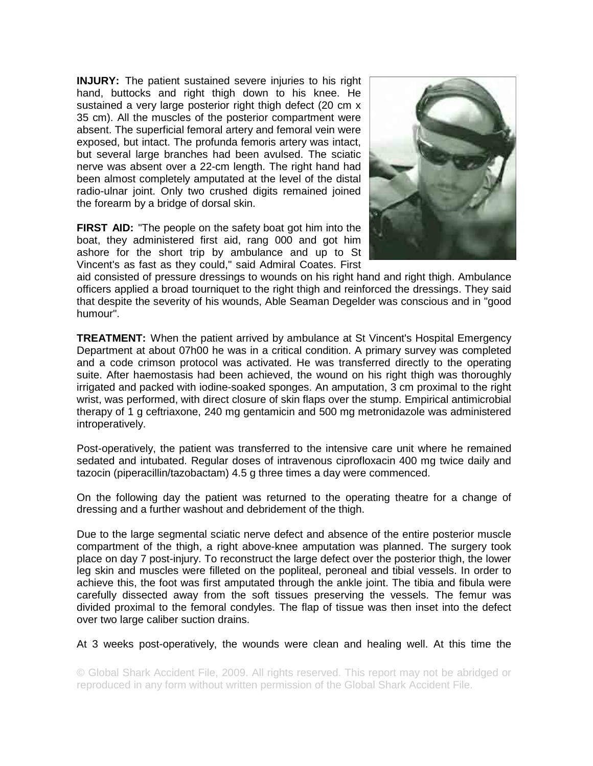**INJURY:** The patient sustained severe injuries to his right hand, buttocks and right thigh down to his knee. He sustained a very large posterior right thigh defect (20 cm x 35 cm). All the muscles of the posterior compartment were absent. The superficial femoral artery and femoral vein were exposed, but intact. The profunda femoris artery was intact, but several large branches had been avulsed. The sciatic nerve was absent over a 22-cm length. The right hand had been almost completely amputated at the level of the distal radio-ulnar joint. Only two crushed digits remained joined the forearm by a bridge of dorsal skin.

**FIRST AID:** "The people on the safety boat got him into the boat, they administered first aid, rang 000 and got him ashore for the short trip by ambulance and up to St Vincent's as fast as they could," said Admiral Coates. First aid consisted of pressure dressings to wounds on his right hand and right thigh. Ambulance officers applied a broad tourniquet to the right thigh and reinforced the dressings. They said that despite the severity of his wounds, Able Seaman Degelder was conscious and in "good humour".

**TREATMENT:** When the patient arrived by ambulance at St Vincent's Hospital Emergency Department at about 07h00 he was in a critical condition. A primary survey was completed and a code crimson protocol was activated. He was transferred directly to the operating suite. After haemostasis had been achieved, the wound on his right thigh was thoroughly irrigated and packed with iodine-soaked sponges. An amputation, 3 cm proximal to the right wrist, was performed, with direct closure of skin flaps over the stump. Empirical antimicrobial therapy of 1 g ceftriaxone, 240 mg gentamicin and 500 mg metronidazole was administered introperatively.

Post-operatively, the patient was transferred to the intensive care unit where he remained sedated and intubated. Regular doses of intravenous ciprofloxacin 400 mg twice daily and tazocin (piperacillin/tazobactam) 4.5 g three times a day were commenced.

On the following day the patient was returned to the operating theatre for a change of dressing and a further washout and debridement of the thigh.

Due to the large segmental sciatic nerve defect and absence of the entire posterior muscle compartment of the thigh, a right above-knee amputation was planned. The surgery took place on day 7 post-injury. To reconstruct the large defect over the posterior thigh, the lower leg skin and muscles were filleted on the popliteal, peroneal and tibial vessels. In order to achieve this, the foot was first amputated through the ankle joint. The tibia and fibula were carefully dissected away from the soft tissues preserving the vessels. The femur was divided proximal to the femoral condyles. The flap of tissue was then inset into the defect over two large caliber suction drains.

At 3 weeks post-operatively, the wounds were clean and healing well. At this time the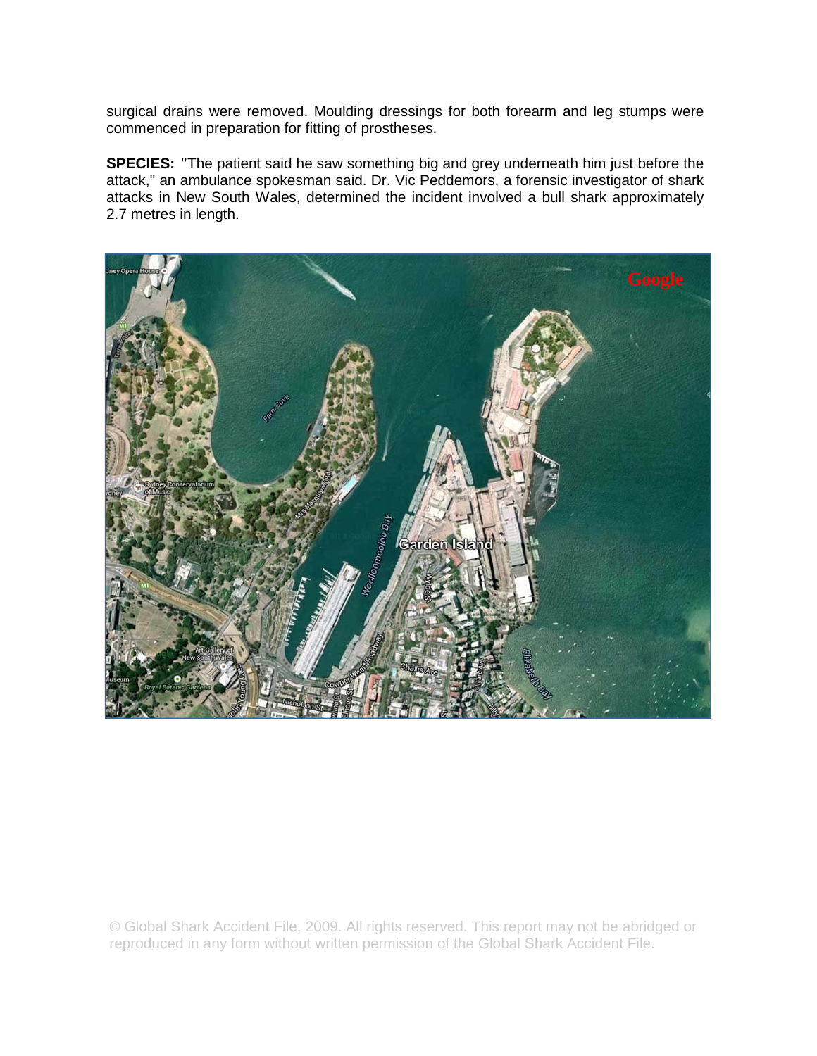surgical drains were removed. Moulding dressings for both forearm and leg stumps were commenced in preparation for fitting of prostheses.

**SPECIES:** "The patient said he saw something big and grey underneath him just before the attack," an ambulance spokesman said. Dr. Vic Peddemors, a forensic investigator of shark attacks in New South Wales, determined the incident involved a bull shark approximately 2.7 metres in length.

© Global Shark Accident File, 2009. All rights reserved. This report may not be abridged or reproduced in any form without written permission of the Global Shark Accident File.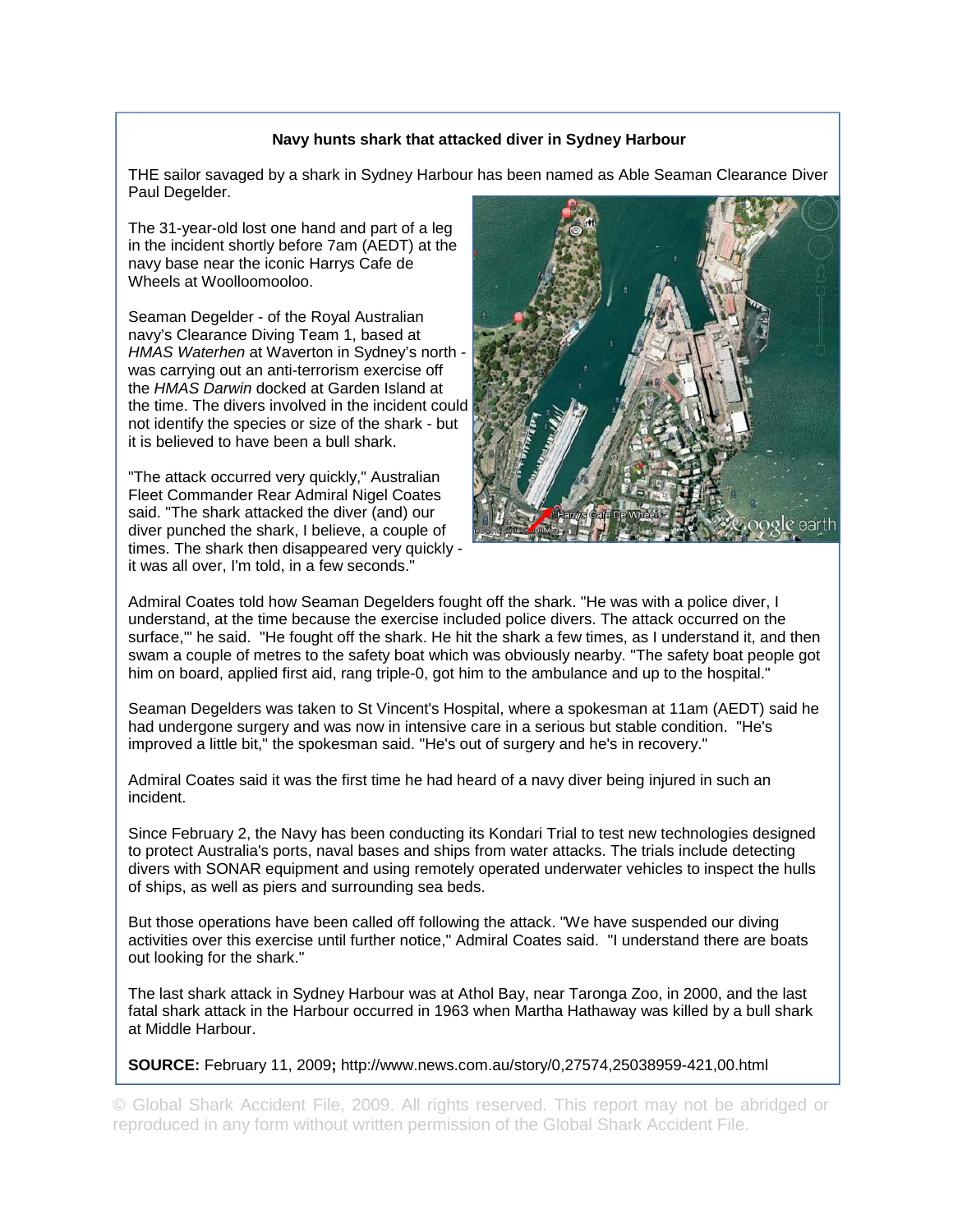**Navy hunts shark that attacked diver in Sydney Harbour**

THE sailor savaged by a shark in Sydney Harbour has been named as Able Seaman Clearance Diver Paul Degelder.

The 31-year-old lost one hand and part of a leg in the incident shortly before 7am (AEDT) at the navy base near the iconic Harrys Cafe de Wheels at Woolloomooloo.

Seaman Degelder - of the Royal Australian navy's Clearance Diving Team 1, based at *HMAS Waterhen* at Waverton in Sydney's north - was carrying out an anti-terrorism exercise off the *HMAS Darwin* docked at Garden Island at the time. The divers involved in the incident could not identify the species or size of the shark - but it is believed to have been a bull shark.

"The attack occurred very quickly," Australian Fleet Commander Rear Admiral Nigel Coates said. "The shark attacked the diver (and) our diver punched the shark, I believe, a couple of times. The shark then disappeared very quickly - it was all over, I'm told, in a few seconds."

Admiral Coates told how Seaman Degelders fought off the shark. "He was with a police diver, I understand, at the time because the exercise included police divers. The attack occurred on the surface,"' he said. "He fought off the shark. He hit the shark a few times, as I understand it, and then swam a couple of metres to the safety boat which was obviously nearby. "The safety boat people got him on board, applied first aid, rang triple-0, got him to the ambulance and up to the hospital."

Seaman Degelders was taken to St Vincent's Hospital, where a spokesman at 11am (AEDT) said he had undergone surgery and was now in intensive care in a serious but stable condition. "He's improved a little bit," the spokesman said. "He's out of surgery and he's in recovery."

Admiral Coates said it was the first time he had heard of a navy diver being injured in such an incident.

Since February 2, the Navy has been conducting its Kondari Trial to test new technologies designed to protect Australia's ports, naval bases and ships from water attacks. The trials include detecting divers with SONAR equipment and using remotely operated underwater vehicles to inspect the hulls of ships, as well as piers and surrounding sea beds.

But those operations have been called off following the attack. "We have suspended our diving activities over this exercise until further notice," Admiral Coates said. "I understand there are boats out looking for the shark."

The last shark attack in Sydney Harbour was at Athol Bay, near Taronga Zoo, in 2000, and the last fatal shark attack in the Harbour occurred in 1963 when Martha Hathaway was killed by a bull shark at Middle Harbour.

**SOURCE:** February 11, 2009**;** http://www.news.com.au/story/0,27574,25038959-421,00.html

© Global Shark Accident File, 2009. All rights reserved. This report may not be abridged or reproduced in any form without written permission of the Global Shark Accident File.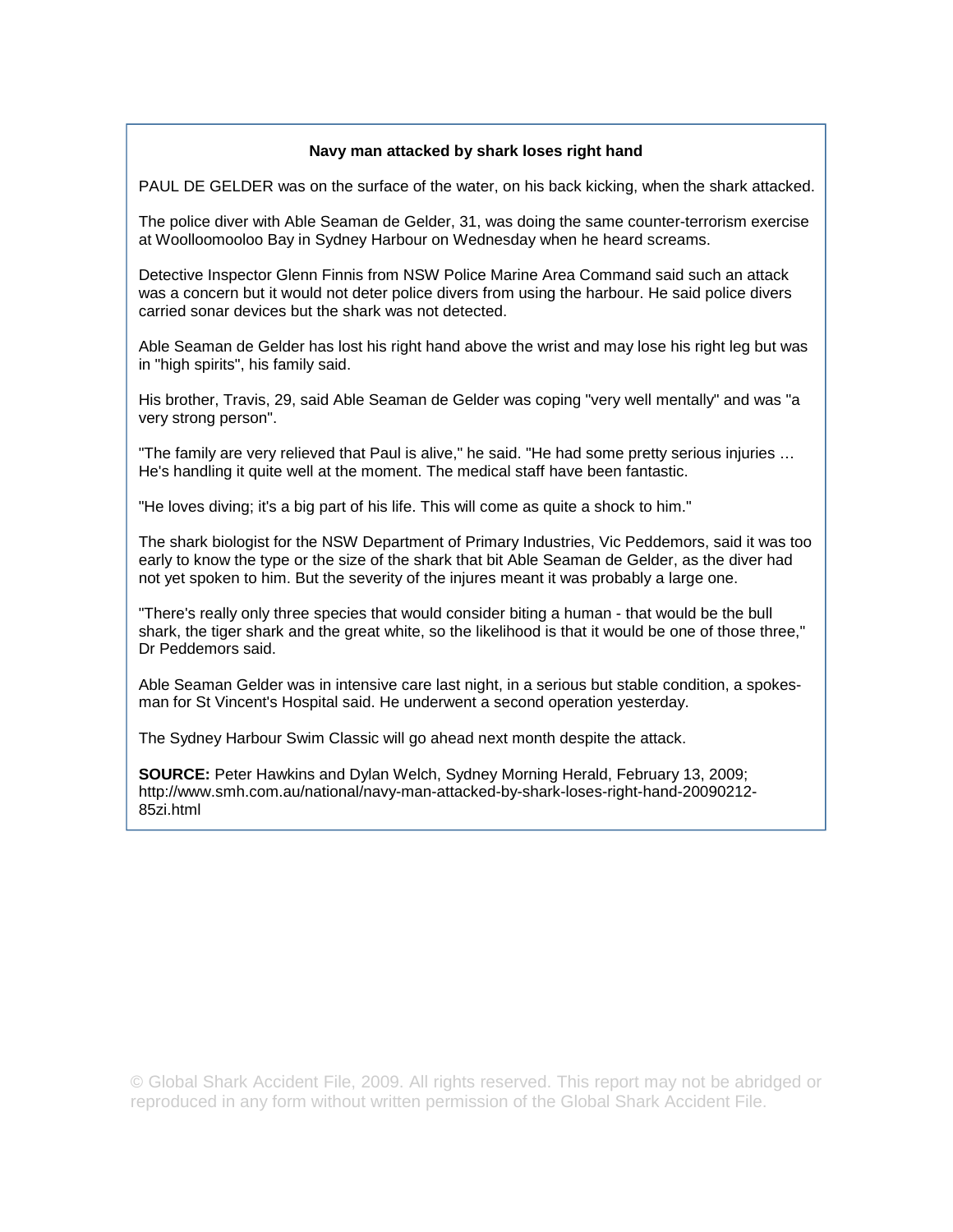**Navy man attacked by shark loses right hand**

PAUL DE GELDER was on the surface of the water, on his back kicking, when the shark attacked.

The police diver with Able Seaman de Gelder, 31, was doing the same counter-terrorism exercise at Woolloomooloo Bay in Sydney Harbour on Wednesday when he heard screams.

Detective Inspector Glenn Finnis from NSW Police Marine Area Command said such an attack was a concern but it would not deter police divers from using the harbour. He said police divers carried sonar devices but the shark was not detected.

Able Seaman de Gelder has lost his right hand above the wrist and may lose his right leg but was in "high spirits", his family said.

His brother, Travis, 29, said Able Seaman de Gelder was coping "very well mentally" and was "a very strong person".

"The family are very relieved that Paul is alive," he said. "He had some pretty serious injuries … He's handling it quite well at the moment. The medical staff have been fantastic.

"He loves diving; it's a big part of his life. This will come as quite a shock to him."

The shark biologist for the NSW Department of Primary Industries, Vic Peddemors, said it was too early to know the type or the size of the shark that bit Able Seaman de Gelder, as the diver had not yet spoken to him. But the severity of the injures meant it was probably a large one.

"There's really only three species that would consider biting a human - that would be the bull shark, the tiger shark and the great white, so the likelihood is that it would be one of those three," Dr Peddemors said.

Able Seaman Gelder was in intensive care last night, in a serious but stable condition, a spokes-man for St Vincent's Hospital said. He underwent a second operation yesterday.

The Sydney Harbour Swim Classic will go ahead next month despite the attack.

**SOURCE:** Peter Hawkins and Dylan Welch, Sydney Morning Herald, February 13, 2009; http://www.smh.com.au/national/navy-man-attacked-by-shark-loses-right-hand-20090212-85zi.html

© Global Shark Accident File, 2009. All rights reserved. This report may not be abridged or reproduced in any form without written permission of the Global Shark Accident File.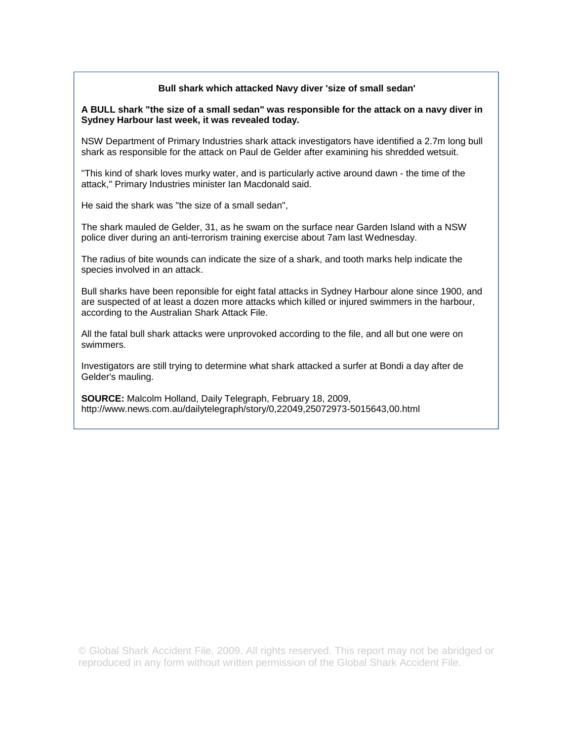## Bull shark which attacked Navy diver 'size of small sedan'

**A BULL shark "the size of a small sedan" was responsible for the attack on a navy diver in Sydney Harbour last week, it was revealed today.**

NSW Department of Primary Industries shark attack investigators have identified a 2.7m long bull shark as responsible for the attack on Paul de Gelder after examining his shredded wetsuit.

"This kind of shark loves murky water, and is particularly active around dawn - the time of the attack," Primary Industries minister Ian Macdonald said.

He said the shark was "the size of a small sedan",

The shark mauled de Gelder, 31, as he swam on the surface near Garden Island with a NSW police diver during an anti-terrorism training exercise about 7am last Wednesday.

The radius of bite wounds can indicate the size of a shark, and tooth marks help indicate the species involved in an attack.

Bull sharks have been reponsible for eight fatal attacks in Sydney Harbour alone since 1900, and are suspected of at least a dozen more attacks which killed or injured swimmers in the harbour, according to the Australian Shark Attack File.

All the fatal bull shark attacks were unprovoked according to the file, and all but one were on swimmers.

Investigators are still trying to determine what shark attacked a surfer at Bondi a day after de Gelder's mauling.

**SOURCE:** Malcolm Holland, Daily Telegraph, February 18, 2009, http://www.news.com.au/dailytelegraph/story/0,22049,25072973-5015643,00.html

© Global Shark Accident File, 2009. All rights reserved. This report may not be abridged or reproduced in any form without written permission of the Global Shark Accident File.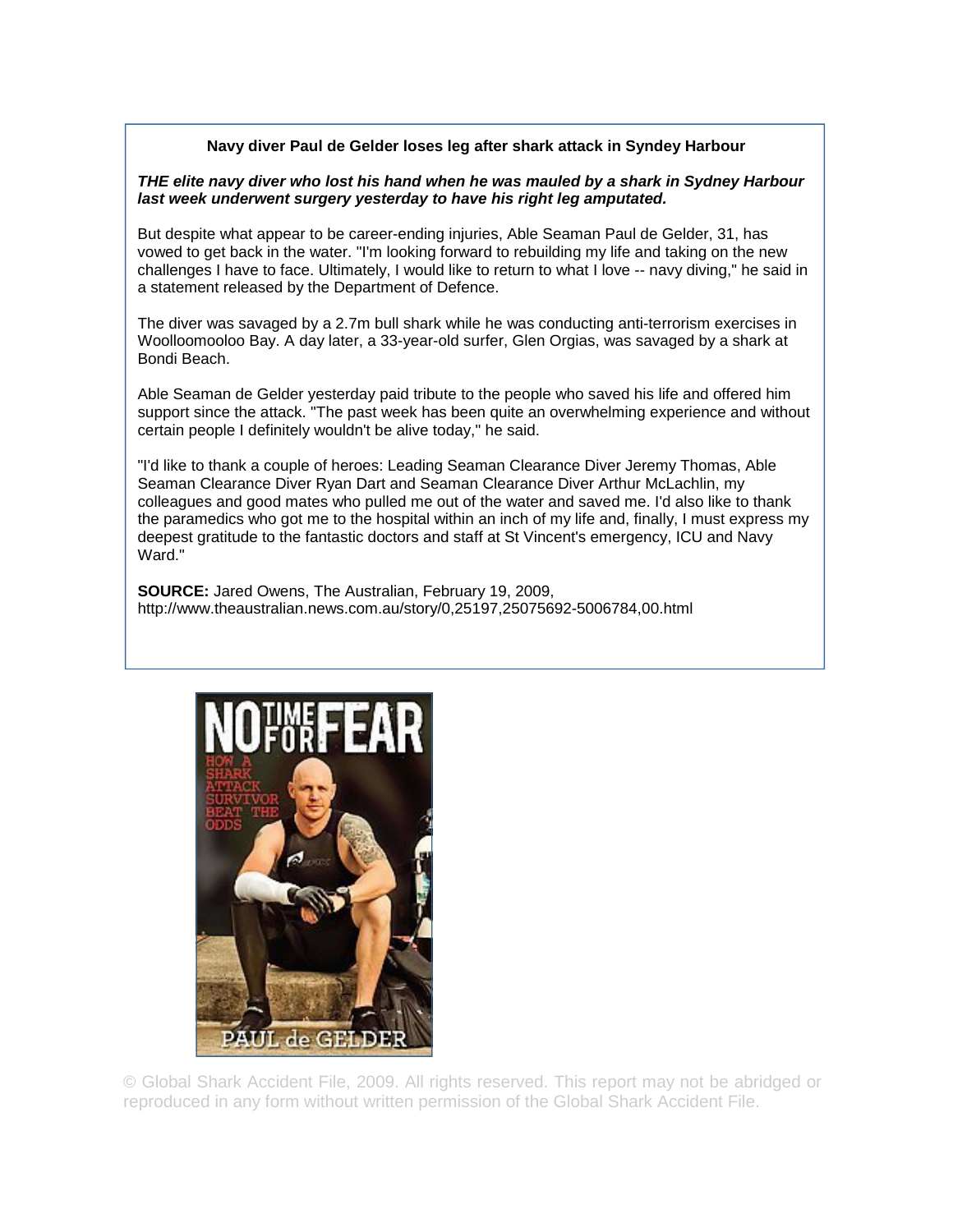**Navy diver Paul de Gelder loses leg after shark attack in Syndey Harbour**

***THE elite navy diver who lost his hand when he was mauled by a shark in Sydney Harbour last week underwent surgery yesterday to have his right leg amputated.***

But despite what appear to be career-ending injuries, Able Seaman Paul de Gelder, 31, has vowed to get back in the water. "I'm looking forward to rebuilding my life and taking on the new challenges I have to face. Ultimately, I would like to return to what I love -- navy diving," he said in a statement released by the Department of Defence.

The diver was savaged by a 2.7m bull shark while he was conducting anti-terrorism exercises in Woolloomooloo Bay. A day later, a 33-year-old surfer, Glen Orgias, was savaged by a shark at Bondi Beach.

Able Seaman de Gelder yesterday paid tribute to the people who saved his life and offered him support since the attack. "The past week has been quite an overwhelming experience and without certain people I definitely wouldn't be alive today," he said.

"I'd like to thank a couple of heroes: Leading Seaman Clearance Diver Jeremy Thomas, Able Seaman Clearance Diver Ryan Dart and Seaman Clearance Diver Arthur McLachlin, my colleagues and good mates who pulled me out of the water and saved me. I'd also like to thank the paramedics who got me to the hospital within an inch of my life and, finally, I must express my deepest gratitude to the fantastic doctors and staff at St Vincent's emergency, ICU and Navy Ward."

**SOURCE:** Jared Owens, The Australian, February 19, 2009, http://www.theaustralian.news.com.au/story/0,25197,25075692-5006784,00.html

NO TIME FOR FEAR
HOW A SHARK ATTACK SURVIVOR BEAT THE ODDS
PAUL de GELDER

© Global Shark Accident File, 2009. All rights reserved. This report may not be abridged or reproduced in any form without written permission of the Global Shark Accident File.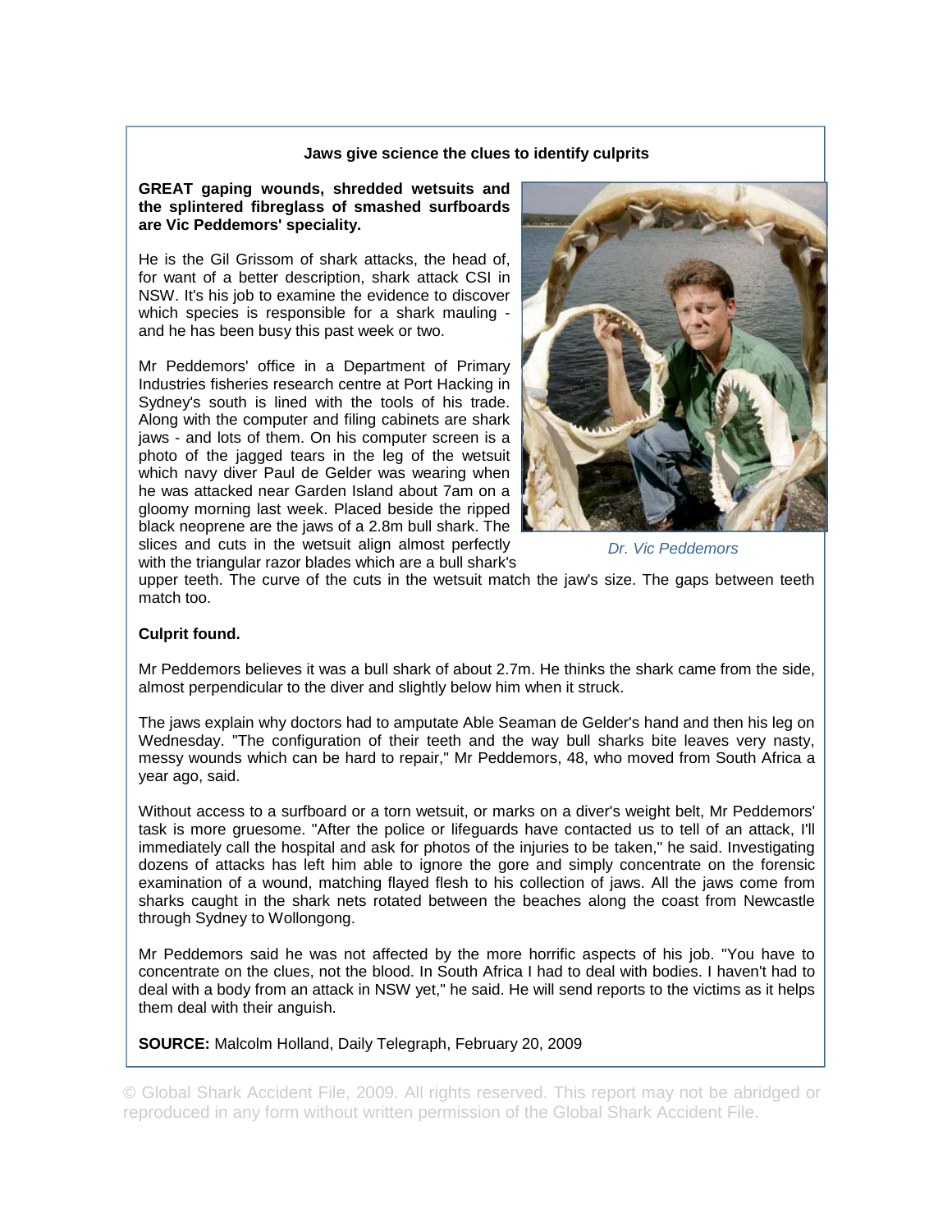**Jaws give science the clues to identify culprits**

**GREAT gaping wounds, shredded wetsuits and the splintered fibreglass of smashed surfboards are Vic Peddemors' speciality.**

He is the Gil Grissom of shark attacks, the head of, for want of a better description, shark attack CSI in NSW. It's his job to examine the evidence to discover which species is responsible for a shark mauling - and he has been busy this past week or two.

Mr Peddemors' office in a Department of Primary Industries fisheries research centre at Port Hacking in Sydney's south is lined with the tools of his trade. Along with the computer and filing cabinets are shark jaws - and lots of them. On his computer screen is a photo of the jagged tears in the leg of the wetsuit which navy diver Paul de Gelder was wearing when he was attacked near Garden Island about 7am on a gloomy morning last week. Placed beside the ripped black neoprene are the jaws of a 2.8m bull shark. The slices and cuts in the wetsuit align almost perfectly with the triangular razor blades which are a bull shark's upper teeth. The curve of the cuts in the wetsuit match the jaw's size. The gaps between teeth match too.

*Dr. Vic Peddemors*

**Culprit found.**

Mr Peddemors believes it was a bull shark of about 2.7m. He thinks the shark came from the side, almost perpendicular to the diver and slightly below him when it struck.

The jaws explain why doctors had to amputate Able Seaman de Gelder's hand and then his leg on Wednesday. "The configuration of their teeth and the way bull sharks bite leaves very nasty, messy wounds which can be hard to repair," Mr Peddemors, 48, who moved from South Africa a year ago, said.

Without access to a surfboard or a torn wetsuit, or marks on a diver's weight belt, Mr Peddemors' task is more gruesome. "After the police or lifeguards have contacted us to tell of an attack, I'll immediately call the hospital and ask for photos of the injuries to be taken," he said. Investigating dozens of attacks has left him able to ignore the gore and simply concentrate on the forensic examination of a wound, matching flayed flesh to his collection of jaws. All the jaws come from sharks caught in the shark nets rotated between the beaches along the coast from Newcastle through Sydney to Wollongong.

Mr Peddemors said he was not affected by the more horrific aspects of his job. "You have to concentrate on the clues, not the blood. In South Africa I had to deal with bodies. I haven't had to deal with a body from an attack in NSW yet," he said. He will send reports to the victims as it helps them deal with their anguish.

**SOURCE:** Malcolm Holland, Daily Telegraph, February 20, 2009

© Global Shark Accident File, 2009. All rights reserved. This report may not be abridged or reproduced in any form without written permission of the Global Shark Accident File.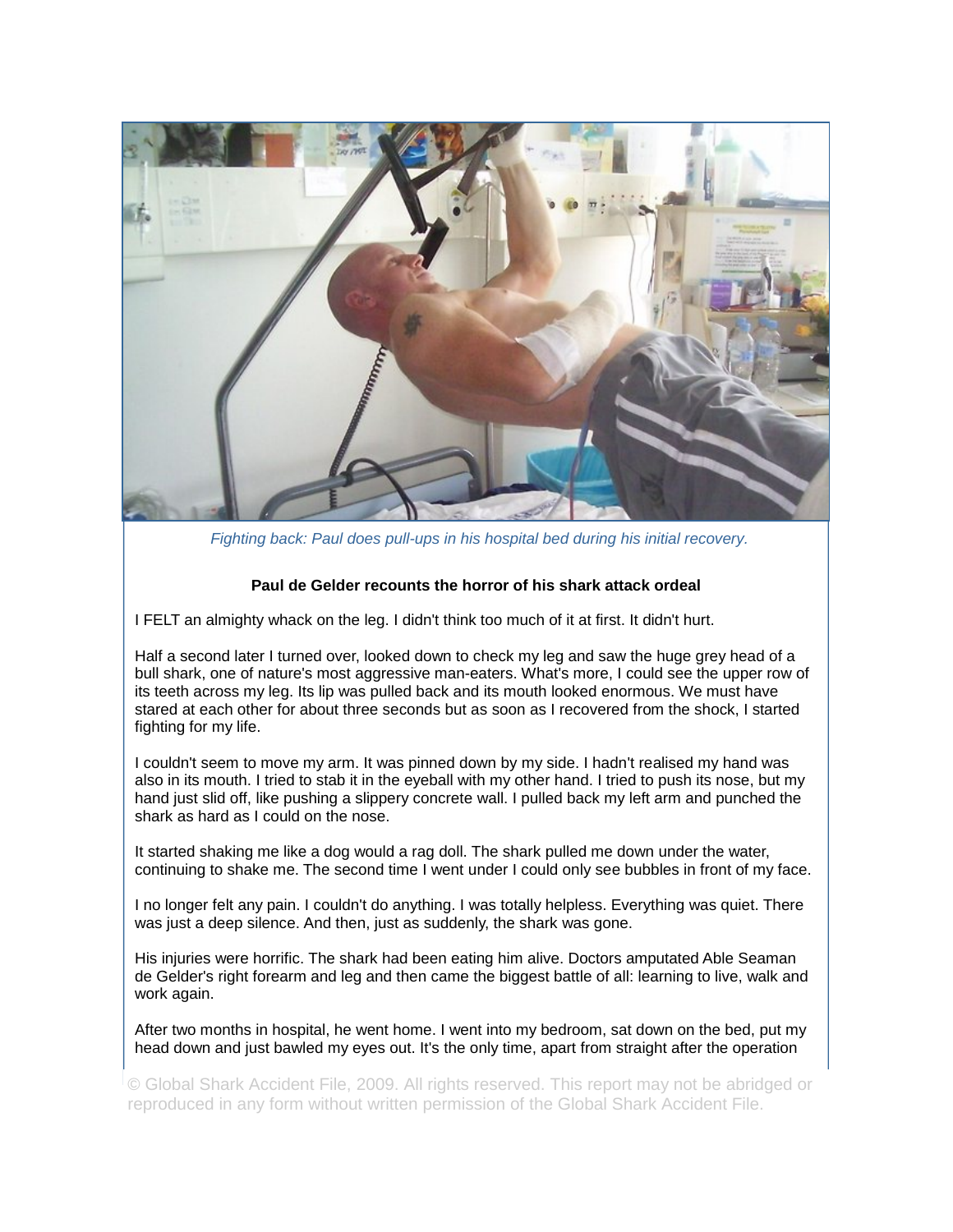*Fighting back: Paul does pull-ups in his hospital bed during his initial recovery.*

**Paul de Gelder recounts the horror of his shark attack ordeal**

I FELT an almighty whack on the leg. I didn't think too much of it at first. It didn't hurt.

Half a second later I turned over, looked down to check my leg and saw the huge grey head of a bull shark, one of nature's most aggressive man-eaters. What's more, I could see the upper row of its teeth across my leg. Its lip was pulled back and its mouth looked enormous. We must have stared at each other for about three seconds but as soon as I recovered from the shock, I started fighting for my life.

I couldn't seem to move my arm. It was pinned down by my side. I hadn't realised my hand was also in its mouth. I tried to stab it in the eyeball with my other hand. I tried to push its nose, but my hand just slid off, like pushing a slippery concrete wall. I pulled back my left arm and punched the shark as hard as I could on the nose.

It started shaking me like a dog would a rag doll. The shark pulled me down under the water, continuing to shake me. The second time I went under I could only see bubbles in front of my face.

I no longer felt any pain. I couldn't do anything. I was totally helpless. Everything was quiet. There was just a deep silence. And then, just as suddenly, the shark was gone.

His injuries were horrific. The shark had been eating him alive. Doctors amputated Able Seaman de Gelder's right forearm and leg and then came the biggest battle of all: learning to live, walk and work again.

After two months in hospital, he went home. I went into my bedroom, sat down on the bed, put my head down and just bawled my eyes out. It's the only time, apart from straight after the operation

© Global Shark Accident File, 2009. All rights reserved. This report may not be abridged or reproduced in any form without written permission of the Global Shark Accident File.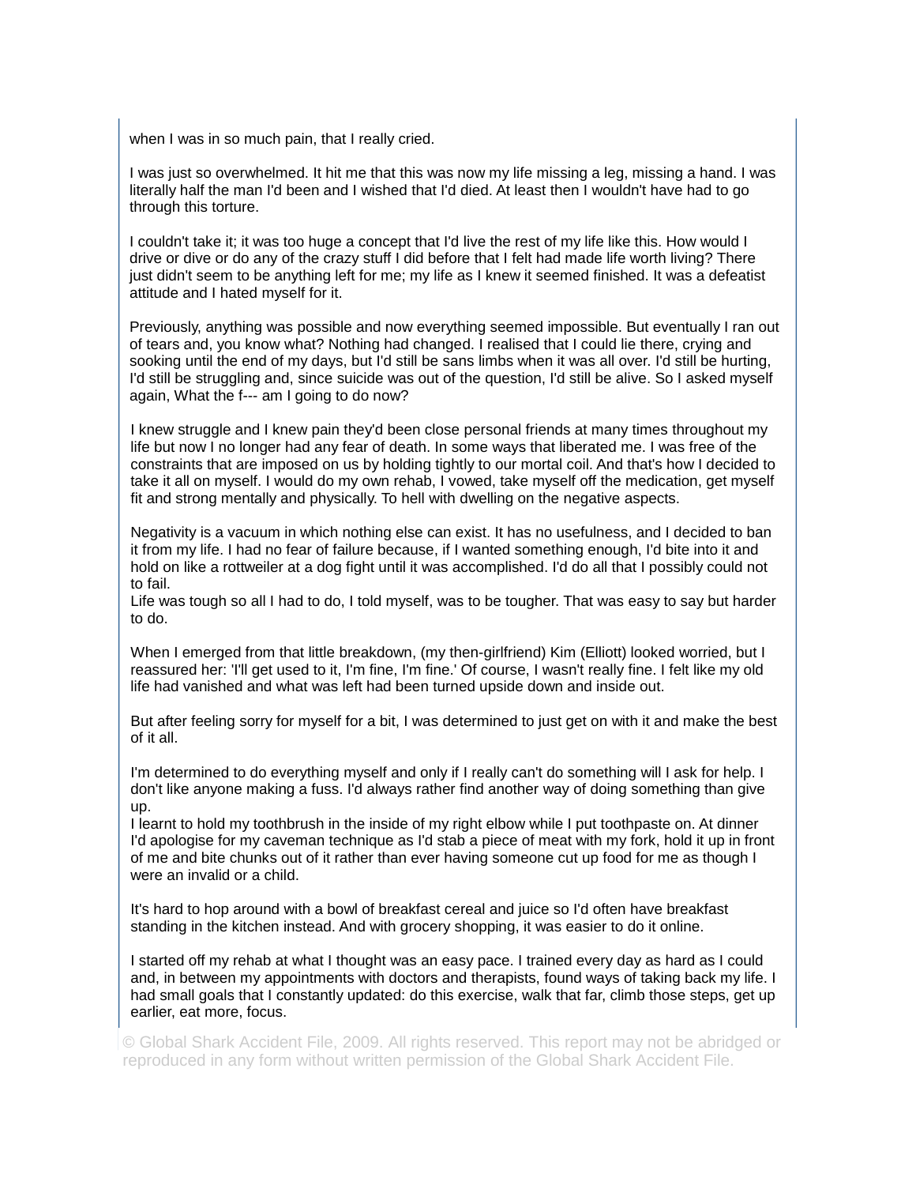when I was in so much pain, that I really cried.

I was just so overwhelmed. It hit me that this was now my life missing a leg, missing a hand. I was literally half the man I'd been and I wished that I'd died. At least then I wouldn't have had to go through this torture.

I couldn't take it; it was too huge a concept that I'd live the rest of my life like this. How would I drive or dive or do any of the crazy stuff I did before that I felt had made life worth living? There just didn't seem to be anything left for me; my life as I knew it seemed finished. It was a defeatist attitude and I hated myself for it.

Previously, anything was possible and now everything seemed impossible. But eventually I ran out of tears and, you know what? Nothing had changed. I realised that I could lie there, crying and sooking until the end of my days, but I'd still be sans limbs when it was all over. I'd still be hurting, I'd still be struggling and, since suicide was out of the question, I'd still be alive. So I asked myself again, What the f--- am I going to do now?

I knew struggle and I knew pain they'd been close personal friends at many times throughout my life but now I no longer had any fear of death. In some ways that liberated me. I was free of the constraints that are imposed on us by holding tightly to our mortal coil. And that's how I decided to take it all on myself. I would do my own rehab, I vowed, take myself off the medication, get myself fit and strong mentally and physically. To hell with dwelling on the negative aspects.

Negativity is a vacuum in which nothing else can exist. It has no usefulness, and I decided to ban it from my life. I had no fear of failure because, if I wanted something enough, I'd bite into it and hold on like a rottweiler at a dog fight until it was accomplished. I'd do all that I possibly could not to fail.
Life was tough so all I had to do, I told myself, was to be tougher. That was easy to say but harder to do.

When I emerged from that little breakdown, (my then-girlfriend) Kim (Elliott) looked worried, but I reassured her: 'I'll get used to it, I'm fine, I'm fine.' Of course, I wasn't really fine. I felt like my old life had vanished and what was left had been turned upside down and inside out.

But after feeling sorry for myself for a bit, I was determined to just get on with it and make the best of it all.

I'm determined to do everything myself and only if I really can't do something will I ask for help. I don't like anyone making a fuss. I'd always rather find another way of doing something than give up.
I learnt to hold my toothbrush in the inside of my right elbow while I put toothpaste on. At dinner I'd apologise for my caveman technique as I'd stab a piece of meat with my fork, hold it up in front of me and bite chunks out of it rather than ever having someone cut up food for me as though I were an invalid or a child.

It's hard to hop around with a bowl of breakfast cereal and juice so I'd often have breakfast standing in the kitchen instead. And with grocery shopping, it was easier to do it online.

I started off my rehab at what I thought was an easy pace. I trained every day as hard as I could and, in between my appointments with doctors and therapists, found ways of taking back my life. I had small goals that I constantly updated: do this exercise, walk that far, climb those steps, get up earlier, eat more, focus.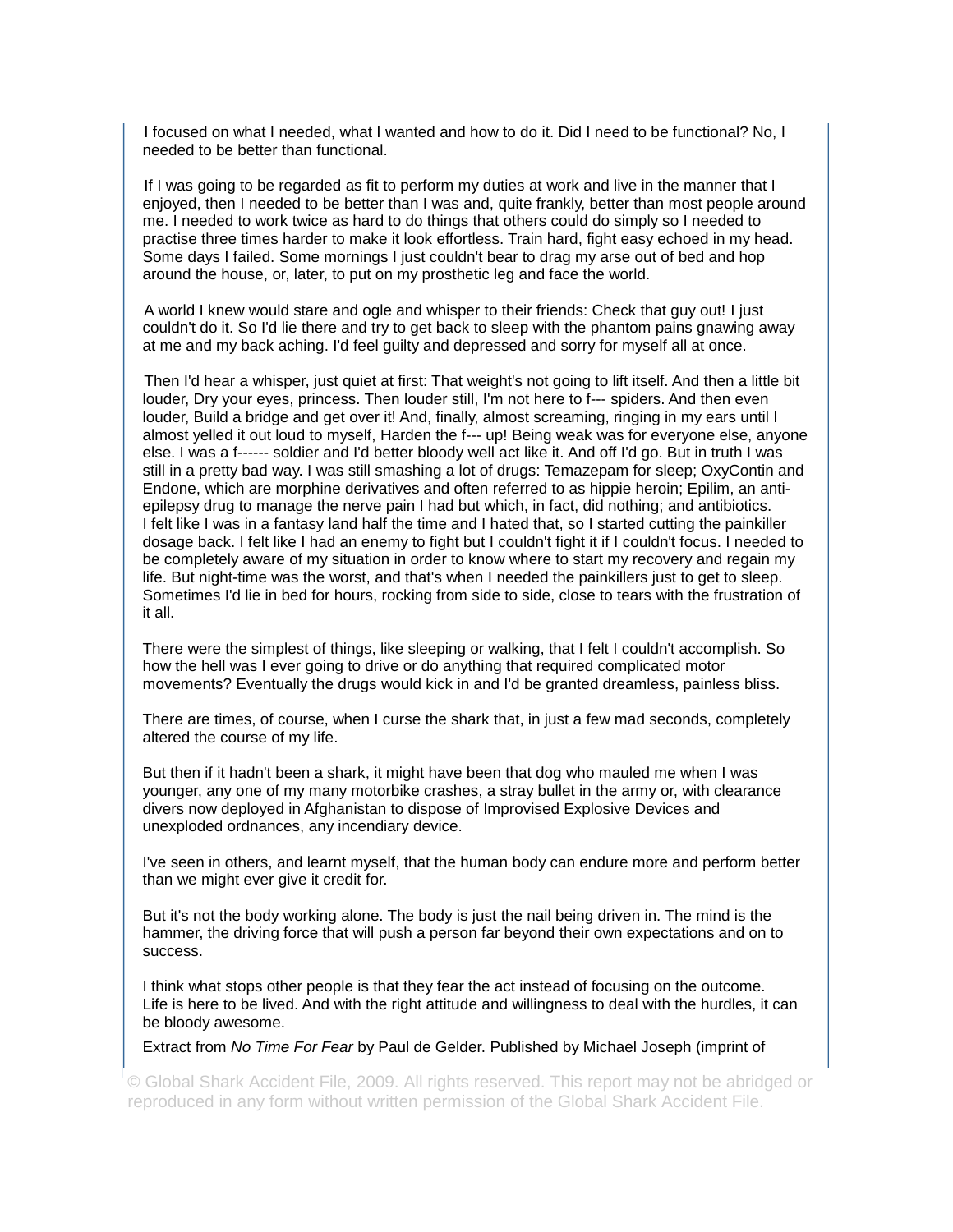I focused on what I needed, what I wanted and how to do it. Did I need to be functional? No, I needed to be better than functional.

If I was going to be regarded as fit to perform my duties at work and live in the manner that I enjoyed, then I needed to be better than I was and, quite frankly, better than most people around me. I needed to work twice as hard to do things that others could do simply so I needed to practise three times harder to make it look effortless. Train hard, fight easy echoed in my head. Some days I failed. Some mornings I just couldn't bear to drag my arse out of bed and hop around the house, or, later, to put on my prosthetic leg and face the world.

A world I knew would stare and ogle and whisper to their friends: Check that guy out! I just couldn't do it. So I'd lie there and try to get back to sleep with the phantom pains gnawing away at me and my back aching. I'd feel guilty and depressed and sorry for myself all at once.

Then I'd hear a whisper, just quiet at first: That weight's not going to lift itself. And then a little bit louder, Dry your eyes, princess. Then louder still, I'm not here to f--- spiders. And then even louder, Build a bridge and get over it! And, finally, almost screaming, ringing in my ears until I almost yelled it out loud to myself, Harden the f--- up! Being weak was for everyone else, anyone else. I was a f------ soldier and I'd better bloody well act like it. And off I'd go. But in truth I was still in a pretty bad way. I was still smashing a lot of drugs: Temazepam for sleep; OxyContin and Endone, which are morphine derivatives and often referred to as hippie heroin; Epilim, an anti-epilepsy drug to manage the nerve pain I had but which, in fact, did nothing; and antibiotics. I felt like I was in a fantasy land half the time and I hated that, so I started cutting the painkiller dosage back. I felt like I had an enemy to fight but I couldn't fight it if I couldn't focus. I needed to be completely aware of my situation in order to know where to start my recovery and regain my life. But night-time was the worst, and that's when I needed the painkillers just to get to sleep. Sometimes I'd lie in bed for hours, rocking from side to side, close to tears with the frustration of it all.

There were the simplest of things, like sleeping or walking, that I felt I couldn't accomplish. So how the hell was I ever going to drive or do anything that required complicated motor movements? Eventually the drugs would kick in and I'd be granted dreamless, painless bliss.

There are times, of course, when I curse the shark that, in just a few mad seconds, completely altered the course of my life.

But then if it hadn't been a shark, it might have been that dog who mauled me when I was younger, any one of my many motorbike crashes, a stray bullet in the army or, with clearance divers now deployed in Afghanistan to dispose of Improvised Explosive Devices and unexploded ordnances, any incendiary device.

I've seen in others, and learnt myself, that the human body can endure more and perform better than we might ever give it credit for.

But it's not the body working alone. The body is just the nail being driven in. The mind is the hammer, the driving force that will push a person far beyond their own expectations and on to success.

I think what stops other people is that they fear the act instead of focusing on the outcome. Life is here to be lived. And with the right attitude and willingness to deal with the hurdles, it can be bloody awesome.

Extract from *No Time For Fear* by Paul de Gelder. Published by Michael Joseph (imprint of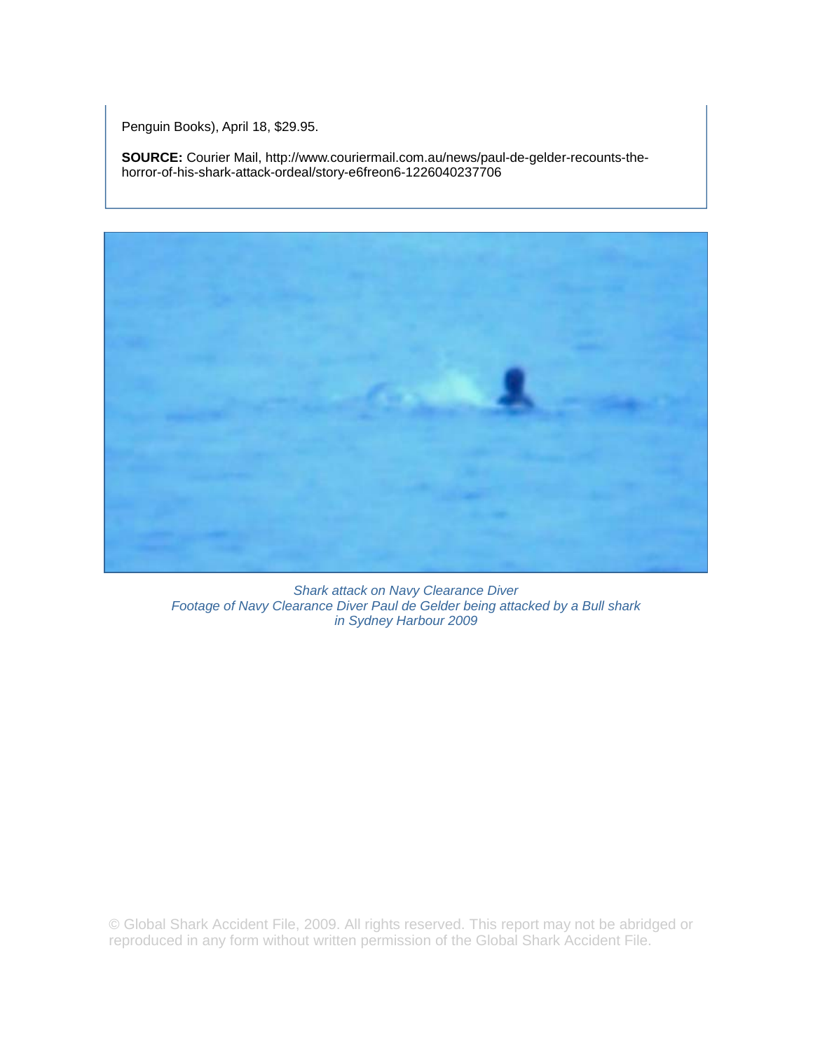Penguin Books), April 18, $29.95.

**SOURCE:** Courier Mail, http://www.couriermail.com.au/news/paul-de-gelder-recounts-the-horror-of-his-shark-attack-ordeal/story-e6freon6-1226040237706

*Shark attack on Navy Clearance Diver*
*Footage of Navy Clearance Diver Paul de Gelder being attacked by a Bull shark in Sydney Harbour 2009*

© Global Shark Accident File, 2009. All rights reserved. This report may not be abridged or reproduced in any form without written permission of the Global Shark Accident File.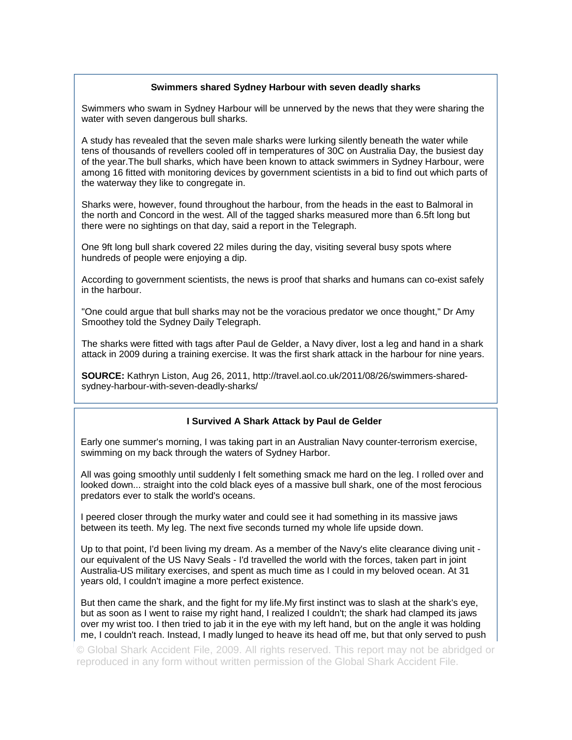### Swimmers shared Sydney Harbour with seven deadly sharks

Swimmers who swam in Sydney Harbour will be unnerved by the news that they were sharing the water with seven dangerous bull sharks.

A study has revealed that the seven male sharks were lurking silently beneath the water while tens of thousands of revellers cooled off in temperatures of 30C on Australia Day, the busiest day of the year.The bull sharks, which have been known to attack swimmers in Sydney Harbour, were among 16 fitted with monitoring devices by government scientists in a bid to find out which parts of the waterway they like to congregate in.

Sharks were, however, found throughout the harbour, from the heads in the east to Balmoral in the north and Concord in the west. All of the tagged sharks measured more than 6.5ft long but there were no sightings on that day, said a report in the Telegraph.

One 9ft long bull shark covered 22 miles during the day, visiting several busy spots where hundreds of people were enjoying a dip.

According to government scientists, the news is proof that sharks and humans can co-exist safely in the harbour.

"One could argue that bull sharks may not be the voracious predator we once thought," Dr Amy Smoothey told the Sydney Daily Telegraph.

The sharks were fitted with tags after Paul de Gelder, a Navy diver, lost a leg and hand in a shark attack in 2009 during a training exercise. It was the first shark attack in the harbour for nine years.

**SOURCE:** Kathryn Liston, Aug 26, 2011, http://travel.aol.co.uk/2011/08/26/swimmers-shared-sydney-harbour-with-seven-deadly-sharks/

### I Survived A Shark Attack by Paul de Gelder

Early one summer's morning, I was taking part in an Australian Navy counter-terrorism exercise, swimming on my back through the waters of Sydney Harbor.

All was going smoothly until suddenly I felt something smack me hard on the leg. I rolled over and looked down... straight into the cold black eyes of a massive bull shark, one of the most ferocious predators ever to stalk the world's oceans.

I peered closer through the murky water and could see it had something in its massive jaws between its teeth. My leg. The next five seconds turned my whole life upside down.

Up to that point, I'd been living my dream. As a member of the Navy's elite clearance diving unit - our equivalent of the US Navy Seals - I'd travelled the world with the forces, taken part in joint Australia-US military exercises, and spent as much time as I could in my beloved ocean. At 31 years old, I couldn't imagine a more perfect existence.

But then came the shark, and the fight for my life.My first instinct was to slash at the shark's eye, but as soon as I went to raise my right hand, I realized I couldn't; the shark had clamped its jaws over my wrist too. I then tried to jab it in the eye with my left hand, but on the angle it was holding me, I couldn't reach. Instead, I madly lunged to heave its head off me, but that only served to push

© Global Shark Accident File, 2009. All rights reserved. This report may not be abridged or reproduced in any form without written permission of the Global Shark Accident File.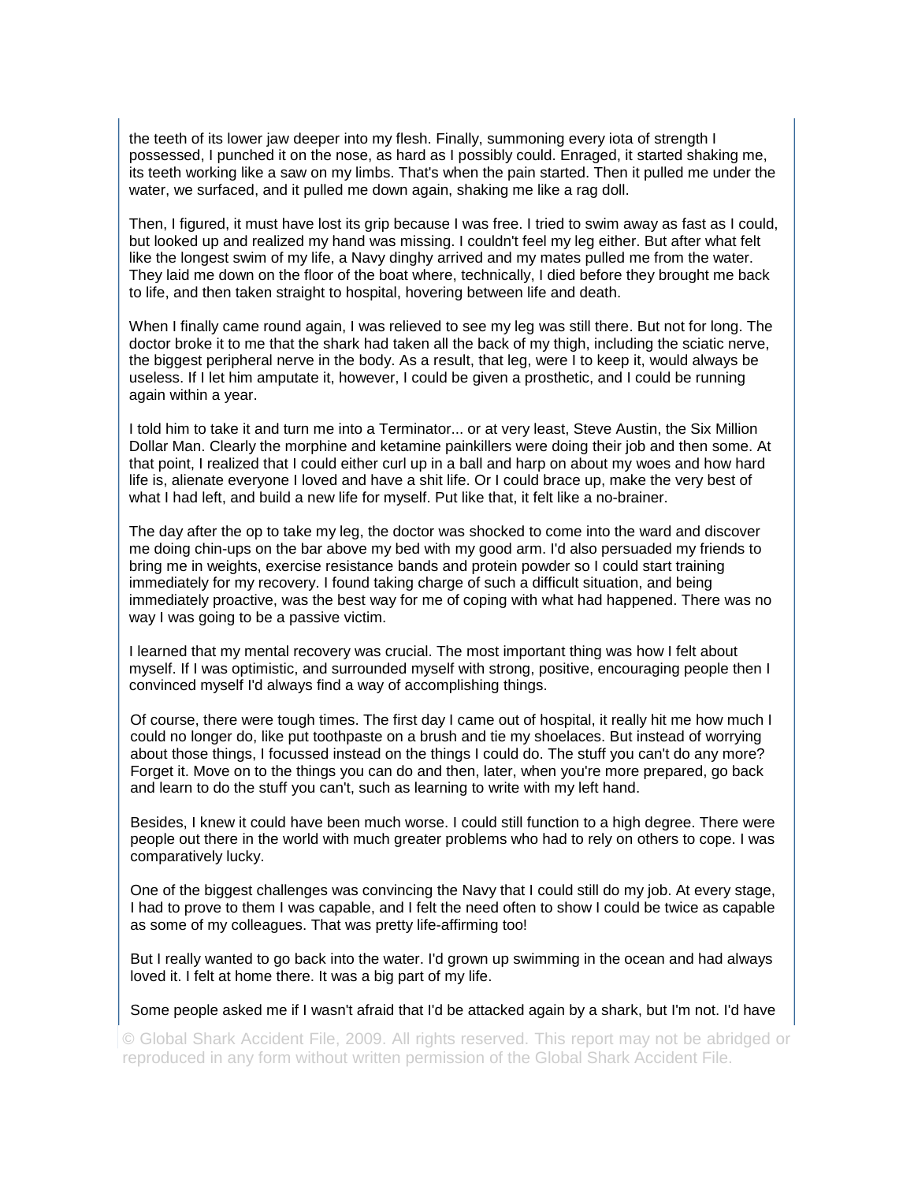the teeth of its lower jaw deeper into my flesh. Finally, summoning every iota of strength I possessed, I punched it on the nose, as hard as I possibly could. Enraged, it started shaking me, its teeth working like a saw on my limbs. That's when the pain started. Then it pulled me under the water, we surfaced, and it pulled me down again, shaking me like a rag doll.

Then, I figured, it must have lost its grip because I was free. I tried to swim away as fast as I could, but looked up and realized my hand was missing. I couldn't feel my leg either. But after what felt like the longest swim of my life, a Navy dinghy arrived and my mates pulled me from the water. They laid me down on the floor of the boat where, technically, I died before they brought me back to life, and then taken straight to hospital, hovering between life and death.

When I finally came round again, I was relieved to see my leg was still there. But not for long. The doctor broke it to me that the shark had taken all the back of my thigh, including the sciatic nerve, the biggest peripheral nerve in the body. As a result, that leg, were I to keep it, would always be useless. If I let him amputate it, however, I could be given a prosthetic, and I could be running again within a year.

I told him to take it and turn me into a Terminator... or at very least, Steve Austin, the Six Million Dollar Man. Clearly the morphine and ketamine painkillers were doing their job and then some. At that point, I realized that I could either curl up in a ball and harp on about my woes and how hard life is, alienate everyone I loved and have a shit life. Or I could brace up, make the very best of what I had left, and build a new life for myself. Put like that, it felt like a no-brainer.

The day after the op to take my leg, the doctor was shocked to come into the ward and discover me doing chin-ups on the bar above my bed with my good arm. I'd also persuaded my friends to bring me in weights, exercise resistance bands and protein powder so I could start training immediately for my recovery. I found taking charge of such a difficult situation, and being immediately proactive, was the best way for me of coping with what had happened. There was no way I was going to be a passive victim.

I learned that my mental recovery was crucial. The most important thing was how I felt about myself. If I was optimistic, and surrounded myself with strong, positive, encouraging people then I convinced myself I'd always find a way of accomplishing things.

Of course, there were tough times. The first day I came out of hospital, it really hit me how much I could no longer do, like put toothpaste on a brush and tie my shoelaces. But instead of worrying about those things, I focussed instead on the things I could do. The stuff you can't do any more? Forget it. Move on to the things you can do and then, later, when you're more prepared, go back and learn to do the stuff you can't, such as learning to write with my left hand.

Besides, I knew it could have been much worse. I could still function to a high degree. There were people out there in the world with much greater problems who had to rely on others to cope. I was comparatively lucky.

One of the biggest challenges was convincing the Navy that I could still do my job. At every stage, I had to prove to them I was capable, and I felt the need often to show I could be twice as capable as some of my colleagues. That was pretty life-affirming too!

But I really wanted to go back into the water. I'd grown up swimming in the ocean and had always loved it. I felt at home there. It was a big part of my life.

Some people asked me if I wasn't afraid that I'd be attacked again by a shark, but I'm not. I'd have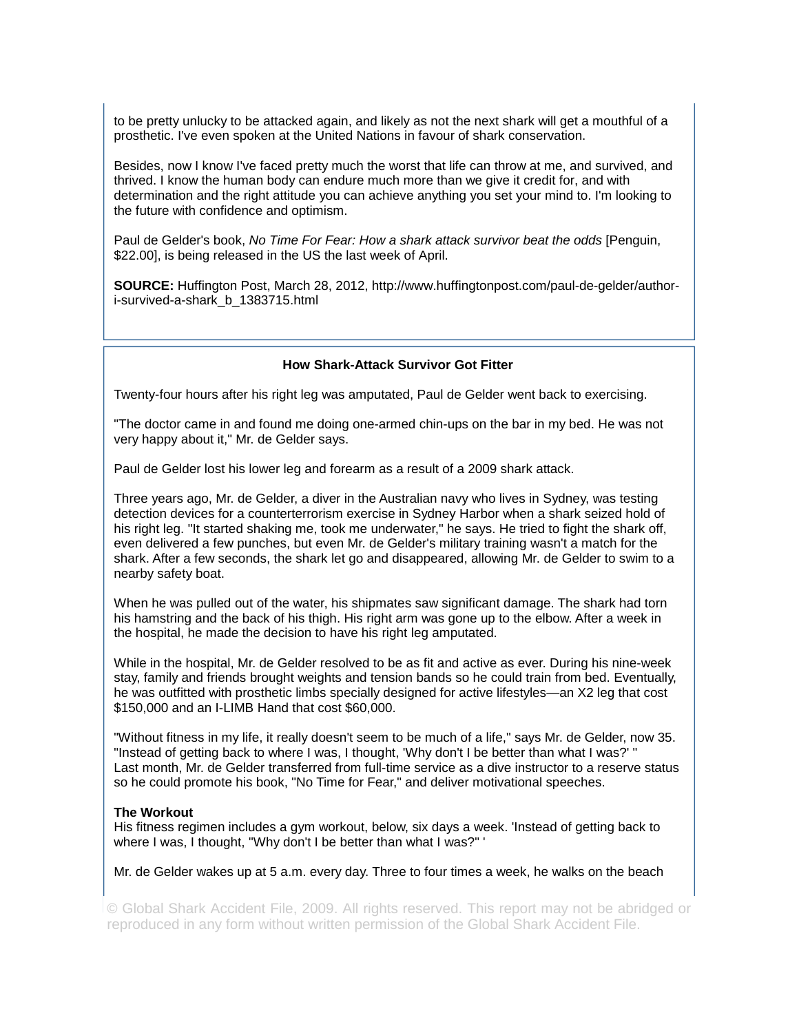to be pretty unlucky to be attacked again, and likely as not the next shark will get a mouthful of a prosthetic. I've even spoken at the United Nations in favour of shark conservation.

Besides, now I know I've faced pretty much the worst that life can throw at me, and survived, and thrived. I know the human body can endure much more than we give it credit for, and with determination and the right attitude you can achieve anything you set your mind to. I'm looking to the future with confidence and optimism.

Paul de Gelder's book, *No Time For Fear: How a shark attack survivor beat the odds* [Penguin, $22.00], is being released in the US the last week of April.

**SOURCE:** Huffington Post, March 28, 2012, http://www.huffingtonpost.com/paul-de-gelder/author-i-survived-a-shark_b_1383715.html

## How Shark-Attack Survivor Got Fitter

Twenty-four hours after his right leg was amputated, Paul de Gelder went back to exercising.

"The doctor came in and found me doing one-armed chin-ups on the bar in my bed. He was not very happy about it," Mr. de Gelder says.

Paul de Gelder lost his lower leg and forearm as a result of a 2009 shark attack.

Three years ago, Mr. de Gelder, a diver in the Australian navy who lives in Sydney, was testing detection devices for a counterterrorism exercise in Sydney Harbor when a shark seized hold of his right leg. "It started shaking me, took me underwater," he says. He tried to fight the shark off, even delivered a few punches, but even Mr. de Gelder's military training wasn't a match for the shark. After a few seconds, the shark let go and disappeared, allowing Mr. de Gelder to swim to a nearby safety boat.

When he was pulled out of the water, his shipmates saw significant damage. The shark had torn his hamstring and the back of his thigh. His right arm was gone up to the elbow. After a week in the hospital, he made the decision to have his right leg amputated.

While in the hospital, Mr. de Gelder resolved to be as fit and active as ever. During his nine-week stay, family and friends brought weights and tension bands so he could train from bed. Eventually, he was outfitted with prosthetic limbs specially designed for active lifestyles—an X2 leg that cost $150,000 and an I-LIMB Hand that cost $60,000.

"Without fitness in my life, it really doesn't seem to be much of a life," says Mr. de Gelder, now 35. "Instead of getting back to where I was, I thought, 'Why don't I be better than what I was?' "
Last month, Mr. de Gelder transferred from full-time service as a dive instructor to a reserve status so he could promote his book, "No Time for Fear," and deliver motivational speeches.

**The Workout**
His fitness regimen includes a gym workout, below, six days a week. 'Instead of getting back to where I was, I thought, "Why don't I be better than what I was?" '

Mr. de Gelder wakes up at 5 a.m. every day. Three to four times a week, he walks on the beach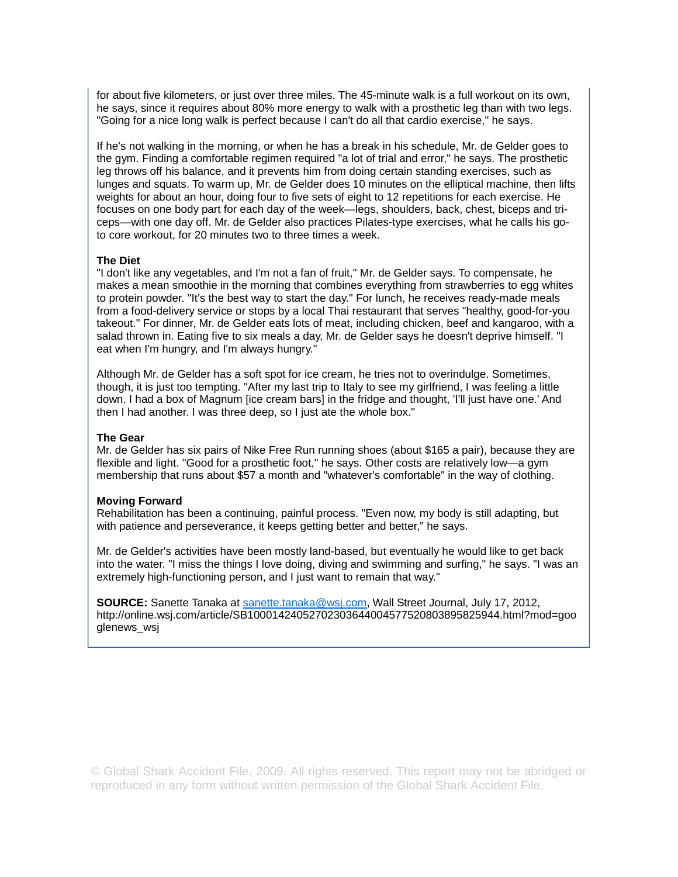for about five kilometers, or just over three miles. The 45-minute walk is a full workout on its own, he says, since it requires about 80% more energy to walk with a prosthetic leg than with two legs. "Going for a nice long walk is perfect because I can't do all that cardio exercise," he says.

If he's not walking in the morning, or when he has a break in his schedule, Mr. de Gelder goes to the gym. Finding a comfortable regimen required "a lot of trial and error," he says. The prosthetic leg throws off his balance, and it prevents him from doing certain standing exercises, such as lunges and squats. To warm up, Mr. de Gelder does 10 minutes on the elliptical machine, then lifts weights for about an hour, doing four to five sets of eight to 12 repetitions for each exercise. He focuses on one body part for each day of the week—legs, shoulders, back, chest, biceps and triceps—with one day off. Mr. de Gelder also practices Pilates-type exercises, what he calls his go-to core workout, for 20 minutes two to three times a week.

**The Diet**

"I don't like any vegetables, and I'm not a fan of fruit," Mr. de Gelder says. To compensate, he makes a mean smoothie in the morning that combines everything from strawberries to egg whites to protein powder. "It's the best way to start the day." For lunch, he receives ready-made meals from a food-delivery service or stops by a local Thai restaurant that serves "healthy, good-for-you takeout." For dinner, Mr. de Gelder eats lots of meat, including chicken, beef and kangaroo, with a salad thrown in. Eating five to six meals a day, Mr. de Gelder says he doesn't deprive himself. "I eat when I'm hungry, and I'm always hungry."

Although Mr. de Gelder has a soft spot for ice cream, he tries not to overindulge. Sometimes, though, it is just too tempting. "After my last trip to Italy to see my girlfriend, I was feeling a little down. I had a box of Magnum [ice cream bars] in the fridge and thought, 'I'll just have one.' And then I had another. I was three deep, so I just ate the whole box."

**The Gear**

Mr. de Gelder has six pairs of Nike Free Run running shoes (about $165 a pair), because they are flexible and light. "Good for a prosthetic foot," he says. Other costs are relatively low—a gym membership that runs about $57 a month and "whatever's comfortable" in the way of clothing.

**Moving Forward**

Rehabilitation has been a continuing, painful process. "Even now, my body is still adapting, but with patience and perseverance, it keeps getting better and better," he says.

Mr. de Gelder's activities have been mostly land-based, but eventually he would like to get back into the water. "I miss the things I love doing, diving and swimming and surfing," he says. "I was an extremely high-functioning person, and I just want to remain that way."

**SOURCE:** Sanette Tanaka at sanette.tanaka@wsj.com, Wall Street Journal, July 17, 2012, http://online.wsj.com/article/SB10001424052702303644004577520803895825944.html?mod=googlenews_wsj

© Global Shark Accident File, 2009. All rights reserved. This report may not be abridged or reproduced in any form without written permission of the Global Shark Accident File.